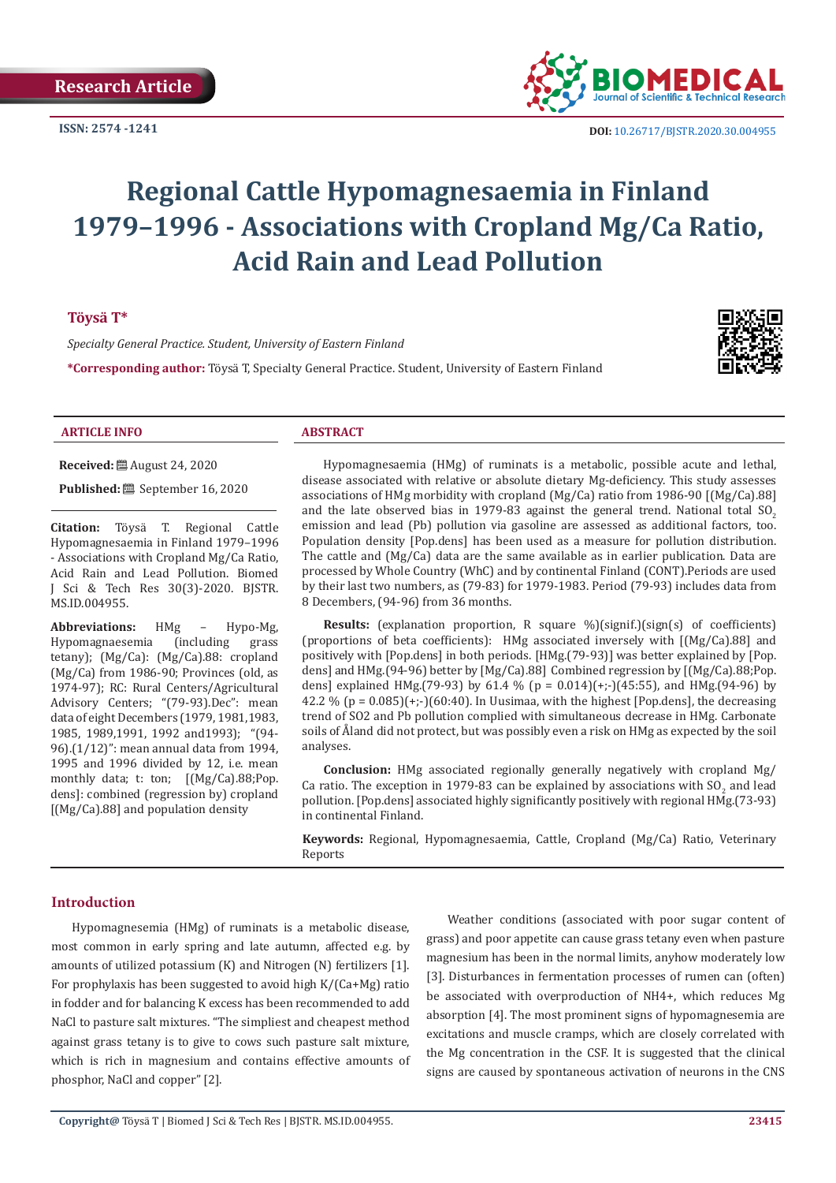Research Article

ISSN: 2574 -1241

DOI: 10.26717/BJSTR.2020.30.004955

# Regional Cattle Hypomagnesaemia in Finland 1979–1996 - Associations with Cropland Mg/Ca Ratio, Acid Rain and Lead Pollution

**Töysä T***

*Specialty General Practice. Student, University of Eastern Finland*

***Corresponding author:** Töysä T, Specialty General Practice. Student, University of Eastern Finland

## ARTICLE INFO

**Received:** August 24, 2020

**Published:** September 16, 2020

**Citation:** Töysä T. Regional Cattle Hypomagnesaemia in Finland 1979–1996 - Associations with Cropland Mg/Ca Ratio, Acid Rain and Lead Pollution. Biomed J Sci & Tech Res 30(3)-2020. BJSTR. MS.ID.004955.

**Abbreviations:** HMg – Hypo-Mg, Hypomagnaesemia (including grass tetany); (Mg/Ca): (Mg/Ca).88: cropland (Mg/Ca) from 1986-90; Provinces (old, as 1974-97); RC: Rural Centers/Agricultural Advisory Centers; "(79-93).Dec": mean data of eight Decembers (1979, 1981,1983, 1985, 1989,1991, 1992 and1993); "(94-96).(1/12)": mean annual data from 1994, 1995 and 1996 divided by 12, i.e. mean monthly data; t: ton; [(Mg/Ca).88;Pop.dens]: combined (regression by) cropland [(Mg/Ca).88] and population density

## ABSTRACT

Hypomagnesaemia (HMg) of ruminats is a metabolic, possible acute and lethal, disease associated with relative or absolute dietary Mg-deficiency. This study assesses associations of HMg morbidity with cropland (Mg/Ca) ratio from 1986-90 [(Mg/Ca).88] and the late observed bias in 1979-83 against the general trend. National total $SO_2$ emission and lead (Pb) pollution via gasoline are assessed as additional factors, too. Population density [Pop.dens] has been used as a measure for pollution distribution. The cattle and (Mg/Ca) data are the same available as in earlier publication. Data are processed by Whole Country (WhC) and by continental Finland (CONT).Periods are used by their last two numbers, as (79-83) for 1979-1983. Period (79-93) includes data from 8 Decembers, (94-96) from 36 months.

**Results:** (explanation proportion, R square %)(signif.)(sign(s) of coefficients)(proportions of beta coefficients): HMg associated inversely with [(Mg/Ca).88] and positively with [Pop.dens] in both periods. [HMg.(79-93)] was better explained by [Pop.dens] and HMg.(94-96) better by [Mg/Ca).88] Combined regression by [(Mg/Ca).88;Pop.dens] explained HMg.(79-93) by 61.4 % (p = 0.014)(+;-)(45:55), and HMg.(94-96) by 42.2 % (p = 0.085)(+;-)(60:40). In Uusimaa, with the highest [Pop.dens], the decreasing trend of SO2 and Pb pollution complied with simultaneous decrease in HMg. Carbonate soils of Åland did not protect, but was possibly even a risk on HMg as expected by the soil analyses.

**Conclusion:** HMg associated regionally generally negatively with cropland Mg/Ca ratio. The exception in 1979-83 can be explained by associations with $SO_2$ and lead pollution. [Pop.dens] associated highly significantly positively with regional HMg.(73-93) in continental Finland.

**Keywords:** Regional, Hypomagnesaemia, Cattle, Cropland (Mg/Ca) Ratio, Veterinary Reports

## Introduction

Hypomagnesemia (HMg) of ruminats is a metabolic disease, most common in early spring and late autumn, affected e.g. by amounts of utilized potassium (K) and Nitrogen (N) fertilizers [1]. For prophylaxis has been suggested to avoid high K/(Ca+Mg) ratio in fodder and for balancing K excess has been recommended to add NaCl to pasture salt mixtures. "The simpliest and cheapest method against grass tetany is to give to cows such pasture salt mixture, which is rich in magnesium and contains effective amounts of phosphor, NaCl and copper" [2].

Weather conditions (associated with poor sugar content of grass) and poor appetite can cause grass tetany even when pasture magnesium has been in the normal limits, anyhow moderately low [3]. Disturbances in fermentation processes of rumen can (often) be associated with overproduction of NH4+, which reduces Mg absorption [4]. The most prominent signs of hypomagnesemia are excitations and muscle cramps, which are closely correlated with the Mg concentration in the CSF. It is suggested that the clinical signs are caused by spontaneous activation of neurons in the CNS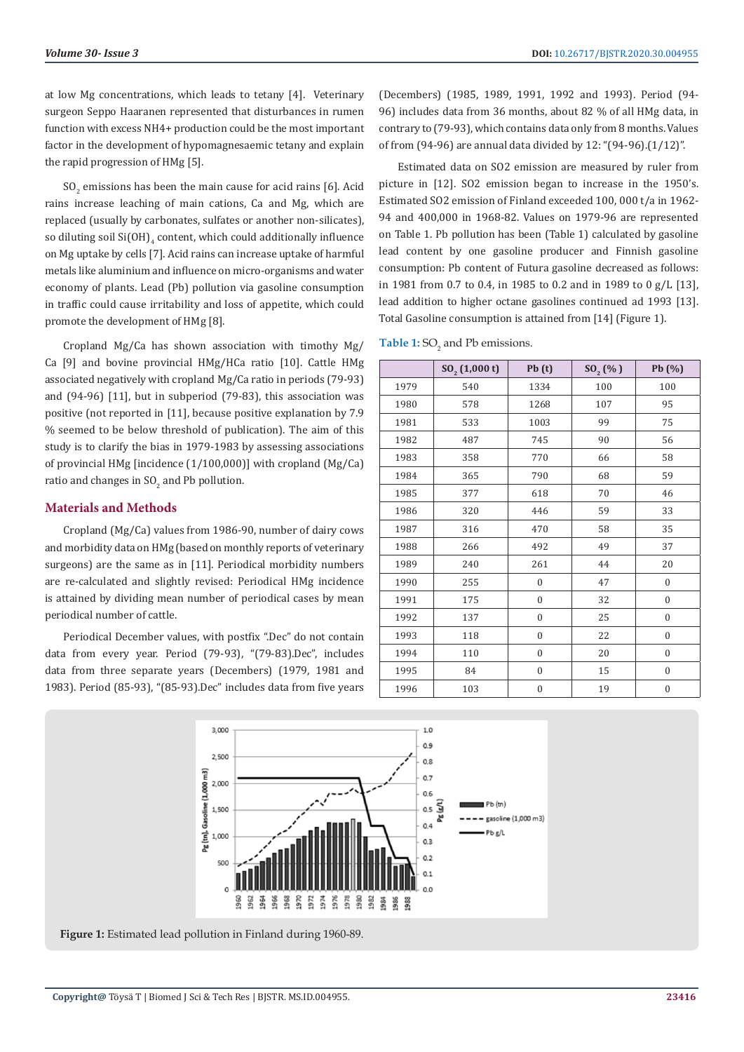at low Mg concentrations, which leads to tetany [4]. Veterinary surgeon Seppo Haaranen represented that disturbances in rumen function with excess NH4+ production could be the most important factor in the development of hypomagnesaemic tetany and explain the rapid progression of HMg [5].

$SO_2$ emissions has been the main cause for acid rains [6]. Acid rains increase leaching of main cations, Ca and Mg, which are replaced (usually by carbonates, sulfates or another non-silicates), so diluting soil $Si(OH)_4$ content, which could additionally influence on Mg uptake by cells [7]. Acid rains can increase uptake of harmful metals like aluminium and influence on micro-organisms and water economy of plants. Lead (Pb) pollution via gasoline consumption in traffic could cause irritability and loss of appetite, which could promote the development of HMg [8].

Cropland Mg/Ca has shown association with timothy Mg/Ca [9] and bovine provincial HMg/HCa ratio [10]. Cattle HMg associated negatively with cropland Mg/Ca ratio in periods (79-93) and (94-96) [11], but in subperiod (79-83), this association was positive (not reported in [11], because positive explanation by 7.9 % seemed to be below threshold of publication). The aim of this study is to clarify the bias in 1979-1983 by assessing associations of provincial HMg [incidence (1/100,000)] with cropland (Mg/Ca) ratio and changes in $SO_2$ and Pb pollution.

## Materials and Methods

Cropland (Mg/Ca) values from 1986-90, number of dairy cows and morbidity data on HMg (based on monthly reports of veterinary surgeons) are the same as in [11]. Periodical morbidity numbers are re-calculated and slightly revised: Periodical HMg incidence is attained by dividing mean number of periodical cases by mean periodical number of cattle.

Periodical December values, with postfix ".Dec" do not contain data from every year. Period (79-93), "(79-83).Dec", includes data from three separate years (Decembers) (1979, 1981 and 1983). Period (85-93), "(85-93).Dec" includes data from five years (Decembers) (1985, 1989, 1991, 1992 and 1993). Period (94-96) includes data from 36 months, about 82 % of all HMg data, in contrary to (79-93), which contains data only from 8 months. Values of from (94-96) are annual data divided by 12: "(94-96).(1/12)".

Estimated data on SO2 emission are measured by ruler from picture in [12]. SO2 emission began to increase in the 1950's. Estimated SO2 emission of Finland exceeded 100, 000 t/a in 1962-94 and 400,000 in 1968-82. Values on 1979-96 are represented on Table 1. Pb pollution has been (Table 1) calculated by gasoline lead content by one gasoline producer and Finnish gasoline consumption: Pb content of Futura gasoline decreased as follows: in 1981 from 0.7 to 0.4, in 1985 to 0.2 and in 1989 to 0 g/L [13], lead addition to higher octane gasolines continued ad 1993 [13]. Total Gasoline consumption is attained from [14] (Figure 1).

**Table 1:** $SO_2$ and Pb emissions.

| | $SO_2$ (1,000 t) | Pb (t) | $SO_2$ (% ) | Pb (%) |
|---|---|---|---|---|
| 1979 | 540 | 1334 | 100 | 100 |
| 1980 | 578 | 1268 | 107 | 95 |
| 1981 | 533 | 1003 | 99 | 75 |
| 1982 | 487 | 745 | 90 | 56 |
| 1983 | 358 | 770 | 66 | 58 |
| 1984 | 365 | 790 | 68 | 59 |
| 1985 | 377 | 618 | 70 | 46 |
| 1986 | 320 | 446 | 59 | 33 |
| 1987 | 316 | 470 | 58 | 35 |
| 1988 | 266 | 492 | 49 | 37 |
| 1989 | 240 | 261 | 44 | 20 |
| 1990 | 255 | 0 | 47 | 0 |
| 1991 | 175 | 0 | 32 | 0 |
| 1992 | 137 | 0 | 25 | 0 |
| 1993 | 118 | 0 | 22 | 0 |
| 1994 | 110 | 0 | 20 | 0 |
| 1995 | 84 | 0 | 15 | 0 |
| 1996 | 103 | 0 | 19 | 0 |

**Figure 1:** Estimated lead pollution in Finland during 1960-89.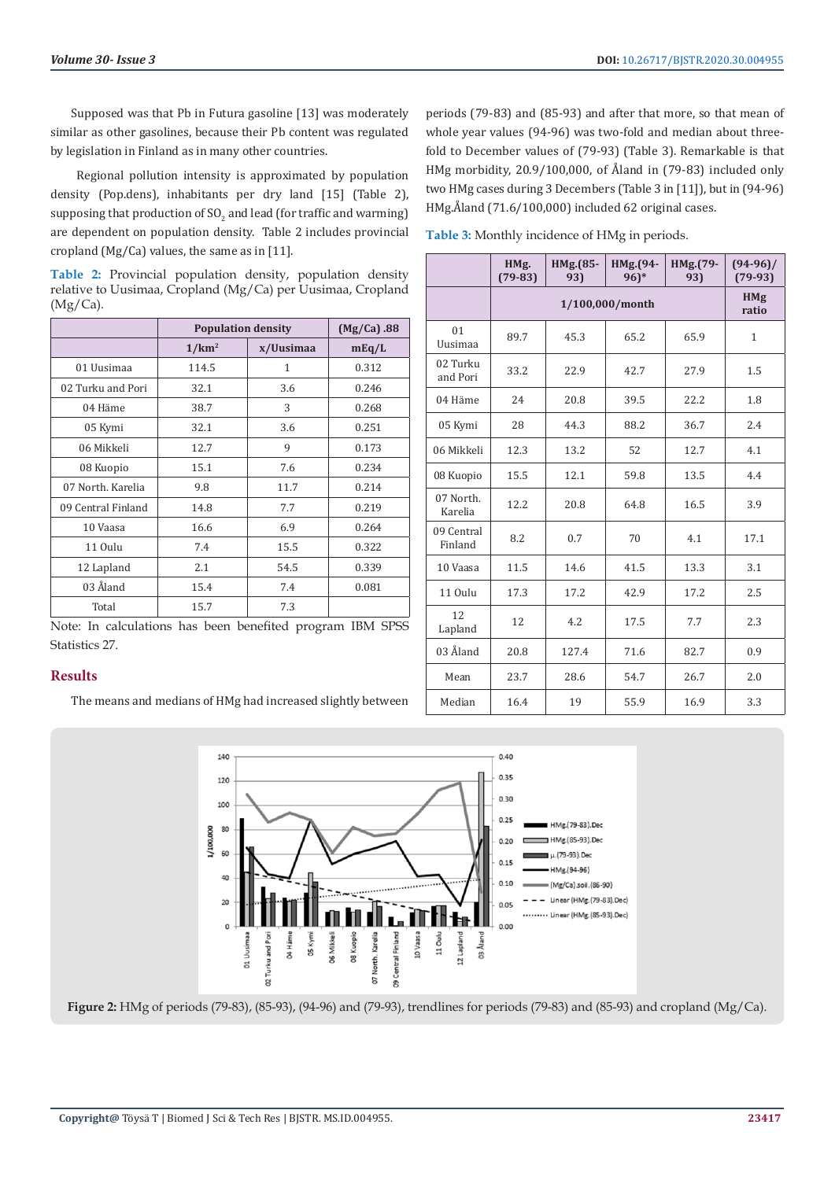Supposed was that Pb in Futura gasoline [13] was moderately similar as other gasolines, because their Pb content was regulated by legislation in Finland as in many other countries.

Regional pollution intensity is approximated by population density (Pop.dens), inhabitants per dry land [15] (Table 2), supposing that production of $SO_2$ and lead (for traffic and warming) are dependent on population density. Table 2 includes provincial cropland (Mg/Ca) values, the same as in [11].

**Table 2:** Provincial population density, population density relative to Uusimaa, Cropland (Mg/Ca) per Uusimaa, Cropland (Mg/Ca).

| | Population density | | (Mg/Ca) .88 |
|---|---|---|---|
| | 1/km² | x/Uusimaa | mEq/L |
| 01 Uusimaa | 114.5 | 1 | 0.312 |
| 02 Turku and Pori | 32.1 | 3.6 | 0.246 |
| 04 Häme | 38.7 | 3 | 0.268 |
| 05 Kymi | 32.1 | 3.6 | 0.251 |
| 06 Mikkeli | 12.7 | 9 | 0.173 |
| 08 Kuopio | 15.1 | 7.6 | 0.234 |
| 07 North. Karelia | 9.8 | 11.7 | 0.214 |
| 09 Central Finland | 14.8 | 7.7 | 0.219 |
| 10 Vaasa | 16.6 | 6.9 | 0.264 |
| 11 Oulu | 7.4 | 15.5 | 0.322 |
| 12 Lapland | 2.1 | 54.5 | 0.339 |
| 03 Åland | 15.4 | 7.4 | 0.081 |
| Total | 15.7 | 7.3 | |

Note: In calculations has been benefited program IBM SPSS Statistics 27.

## Results

The means and medians of HMg had increased slightly between periods (79-83) and (85-93) and after that more, so that mean of whole year values (94-96) was two-fold and median about three-fold to December values of (79-93) (Table 3). Remarkable is that HMg morbidity, 20.9/100,000, of Åland in (79-83) included only two HMg cases during 3 Decembers (Table 3 in [11]), but in (94-96) HMg.Åland (71.6/100,000) included 62 original cases.

**Table 3:** Monthly incidence of HMg in periods.

| | HMg. (79-83) | HMg.(85-93) | HMg.(94-96)* | HMg.(79-93) | (94-96)/(79-93) |
|---|---|---|---|---|---|
| | 1/100,000/month | | | | HMg ratio |
| 01 Uusimaa | 89.7 | 45.3 | 65.2 | 65.9 | 1 |
| 02 Turku and Pori | 33.2 | 22.9 | 42.7 | 27.9 | 1.5 |
| 04 Häme | 24 | 20.8 | 39.5 | 22.2 | 1.8 |
| 05 Kymi | 28 | 44.3 | 88.2 | 36.7 | 2.4 |
| 06 Mikkeli | 12.3 | 13.2 | 52 | 12.7 | 4.1 |
| 08 Kuopio | 15.5 | 12.1 | 59.8 | 13.5 | 4.4 |
| 07 North. Karelia | 12.2 | 20.8 | 64.8 | 16.5 | 3.9 |
| 09 Central Finland | 8.2 | 0.7 | 70 | 4.1 | 17.1 |
| 10 Vaasa | 11.5 | 14.6 | 41.5 | 13.3 | 3.1 |
| 11 Oulu | 17.3 | 17.2 | 42.9 | 17.2 | 2.5 |
| 12 Lapland | 12 | 4.2 | 17.5 | 7.7 | 2.3 |
| 03 Åland | 20.8 | 127.4 | 71.6 | 82.7 | 0.9 |
| Mean | 23.7 | 28.6 | 54.7 | 26.7 | 2.0 |
| Median | 16.4 | 19 | 55.9 | 16.9 | 3.3 |

**Figure 2:** HMg of periods (79-83), (85-93), (94-96) and (79-93), trendlines for periods (79-83) and (85-93) and cropland (Mg/Ca).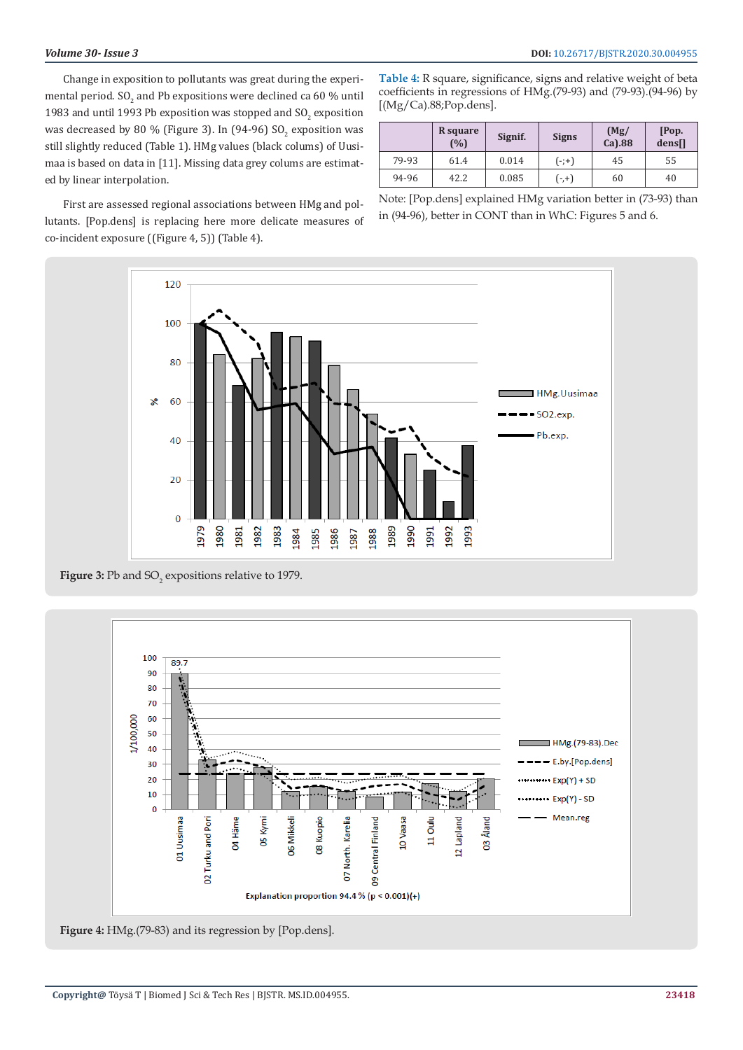Change in exposition to pollutants was great during the experimental period. $SO_2$ and Pb expositions were declined ca 60 % until 1983 and until 1993 Pb exposition was stopped and $SO_2$ exposition was decreased by 80 % (Figure 3). In (94-96) $SO_2$ exposition was still slightly reduced (Table 1). HMg values (black colums) of Uusimaa is based on data in [11]. Missing data grey colums are estimated by linear interpolation.

First are assessed regional associations between HMg and pollutants. [Pop.dens] is replacing here more delicate measures of co-incident exposure ((Figure 4, 5)) (Table 4).

**Table 4:** R square, significance, signs and relative weight of beta coefficients in regressions of HMg.(79-93) and (79-93).(94-96) by [(Mg/Ca).88;Pop.dens].

| | R square (%) | Signif. | Signs | (Mg/Ca).88 | [Pop. dens[] |
|---|---|---|---|---|---|
| 79-93 | 61.4 | 0.014 | (-;+) | 45 | 55 |
| 94-96 | 42.2 | 0.085 | (-,+) | 60 | 40 |

Note: [Pop.dens] explained HMg variation better in (73-93) than in (94-96), better in CONT than in WhC: Figures 5 and 6.

**Figure 3:** Pb and $SO_2$ expositions relative to 1979.

**Figure 4:** HMg.(79-83) and its regression by [Pop.dens].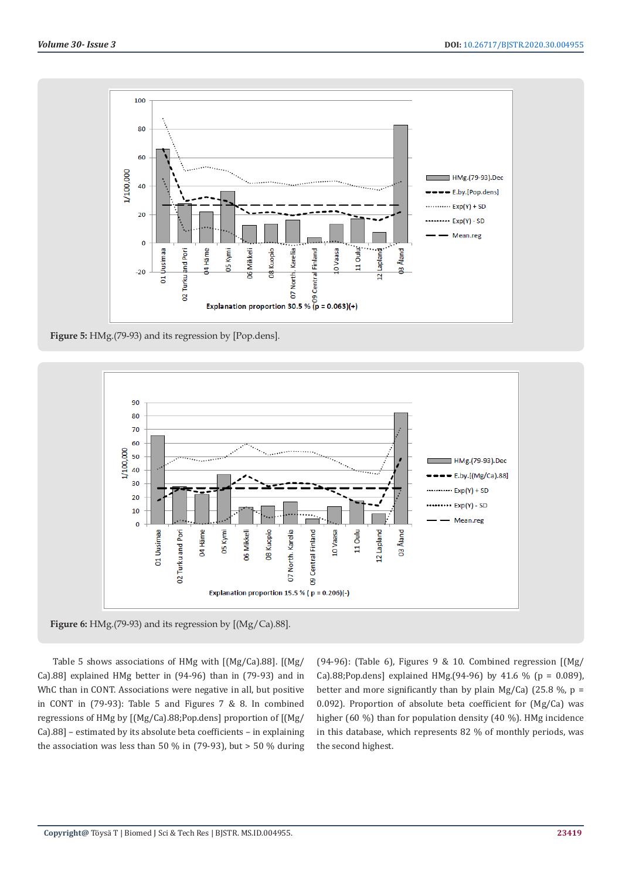**Figure 5:** HMg.(79-93) and its regression by [Pop.dens].

**Figure 6:** HMg.(79-93) and its regression by [(Mg/Ca).88].

Table 5 shows associations of HMg with [(Mg/Ca).88]. [(Mg/Ca).88] explained HMg better in (94-96) than in (79-93) and in WhC than in CONT. Associations were negative in all, but positive in CONT in (79-93): Table 5 and Figures 7 & 8. In combined regressions of HMg by [(Mg/Ca).88;Pop.dens] proportion of [(Mg/Ca).88] – estimated by its absolute beta coefficients – in explaining the association was less than 50 % in (79-93), but > 50 % during (94-96): (Table 6), Figures 9 & 10. Combined regression [(Mg/Ca).88;Pop.dens] explained HMg.(94-96) by 41.6 % (p = 0.089), better and more significantly than by plain Mg/Ca) (25.8 %, p = 0.092). Proportion of absolute beta coefficient for (Mg/Ca) was higher (60 %) than for population density (40 %). HMg incidence in this database, which represents 82 % of monthly periods, was the second highest.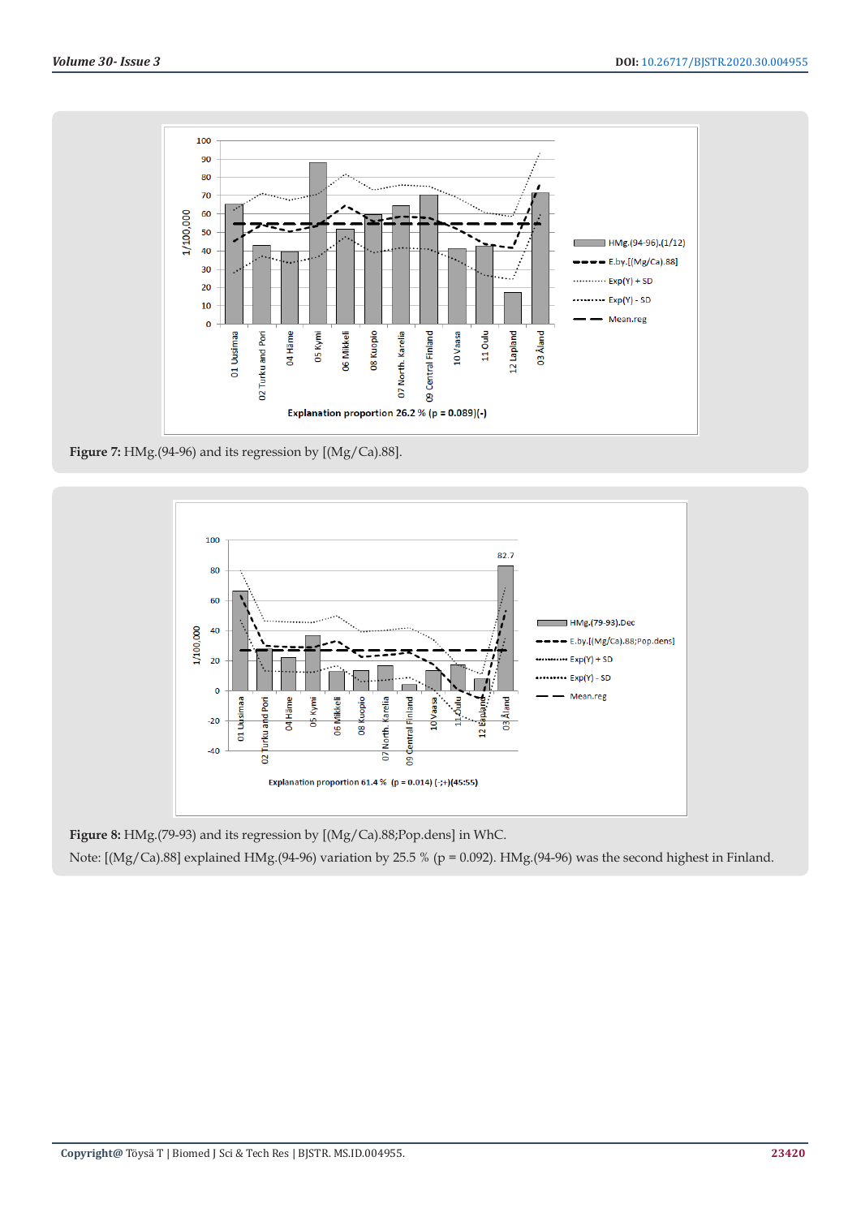**Figure 7:** HMg.(94-96) and its regression by [(Mg/Ca).88].

**Figure 8:** HMg.(79-93) and its regression by [(Mg/Ca).88;Pop.dens] in WhC.

Note: [(Mg/Ca).88] explained HMg.(94-96) variation by 25.5 % (p = 0.092). HMg.(94-96) was the second highest in Finland.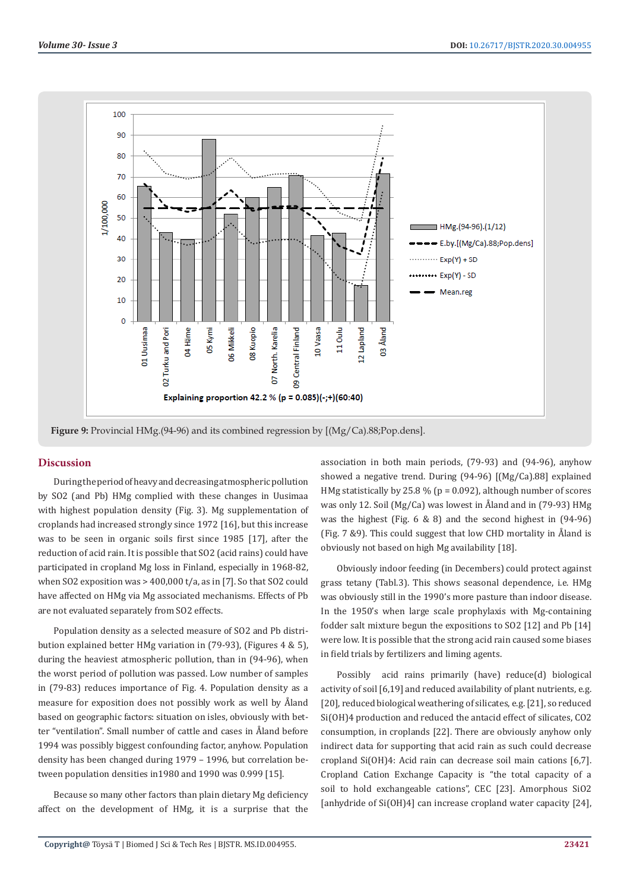Figure 9: Provincial HMg.(94-96) and its combined regression by [(Mg/Ca).88;Pop.dens].

## Discussion

During the period of heavy and decreasing atmospheric pollution by SO2 (and Pb) HMg complied with these changes in Uusimaa with highest population density (Fig. 3). Mg supplementation of croplands had increased strongly since 1972 [16], but this increase was to be seen in organic soils first since 1985 [17], after the reduction of acid rain. It is possible that SO2 (acid rains) could have participated in cropland Mg loss in Finland, especially in 1968-82, when SO2 exposition was > 400,000 t/a, as in [7]. So that SO2 could have affected on HMg via Mg associated mechanisms. Effects of Pb are not evaluated separately from SO2 effects.

Population density as a selected measure of SO2 and Pb distribution explained better HMg variation in (79-93), (Figures 4 & 5), during the heaviest atmospheric pollution, than in (94-96), when the worst period of pollution was passed. Low number of samples in (79-83) reduces importance of Fig. 4. Population density as a measure for exposition does not possibly work as well by Åland based on geographic factors: situation on isles, obviously with better "ventilation". Small number of cattle and cases in Åland before 1994 was possibly biggest confounding factor, anyhow. Population density has been changed during 1979 – 1996, but correlation between population densities in1980 and 1990 was 0.999 [15].

Because so many other factors than plain dietary Mg deficiency affect on the development of HMg, it is a surprise that the association in both main periods, (79-93) and (94-96), anyhow showed a negative trend. During (94-96) [(Mg/Ca).88] explained HMg statistically by 25.8 % (p = 0.092), although number of scores was only 12. Soil (Mg/Ca) was lowest in Åland and in (79-93) HMg was the highest (Fig. 6 & 8) and the second highest in (94-96) (Fig. 7 &9). This could suggest that low CHD mortality in Åland is obviously not based on high Mg availability [18].

Obviously indoor feeding (in Decembers) could protect against grass tetany (Tabl.3). This shows seasonal dependence, i.e. HMg was obviously still in the 1990's more pasture than indoor disease. In the 1950's when large scale prophylaxis with Mg-containing fodder salt mixture begun the expositions to SO2 [12] and Pb [14] were low. It is possible that the strong acid rain caused some biases in field trials by fertilizers and liming agents.

Possibly acid rains primarily (have) reduce(d) biological activity of soil [6,19] and reduced availability of plant nutrients, e.g. [20], reduced biological weathering of silicates, e.g. [21], so reduced Si(OH)4 production and reduced the antacid effect of silicates, CO2 consumption, in croplands [22]. There are obviously anyhow only indirect data for supporting that acid rain as such could decrease cropland Si(OH)4: Acid rain can decrease soil main cations [6,7]. Cropland Cation Exchange Capacity is "the total capacity of a soil to hold exchangeable cations", CEC [23]. Amorphous SiO2 [anhydride of Si(OH)4] can increase cropland water capacity [24],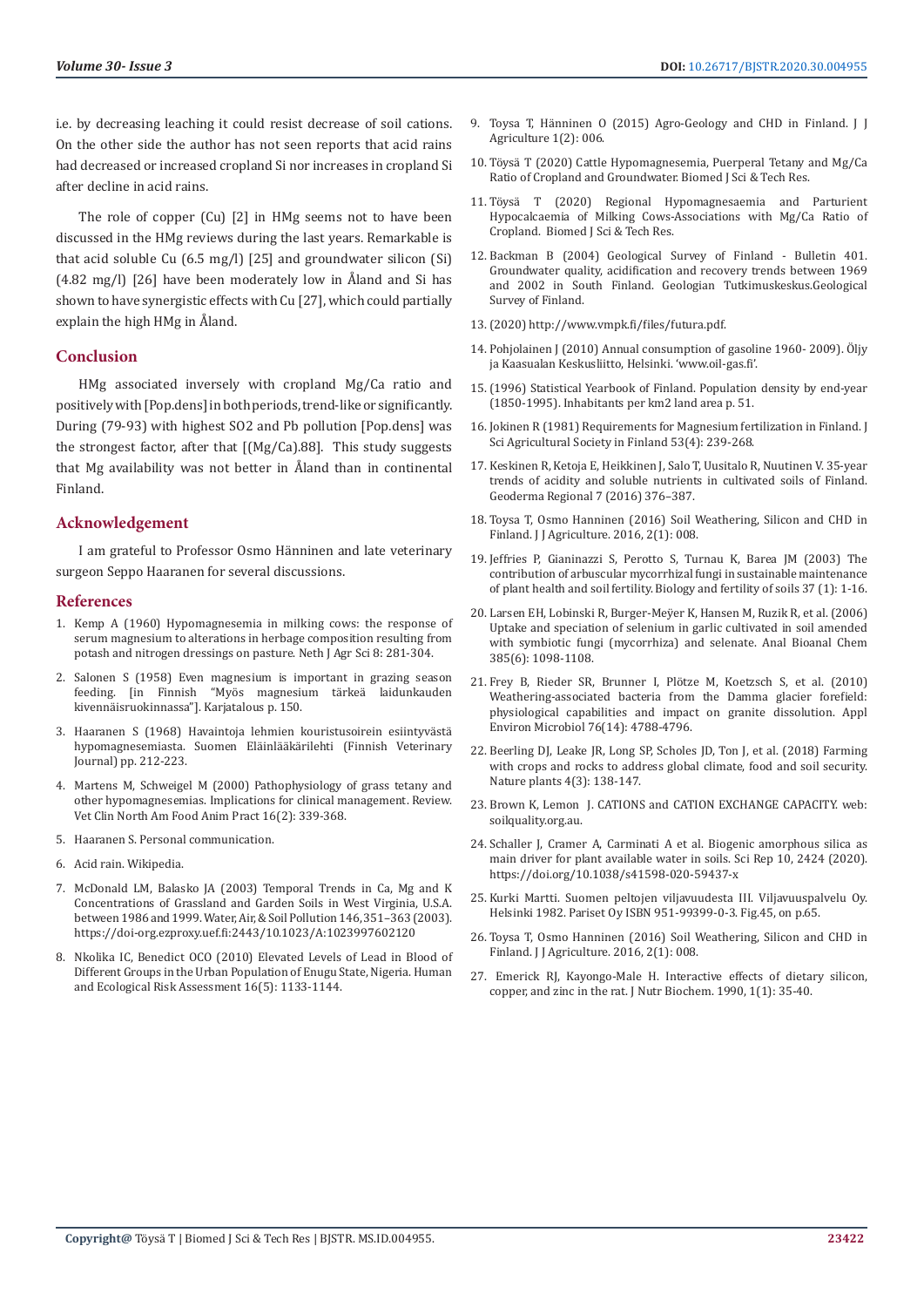i.e. by decreasing leaching it could resist decrease of soil cations. On the other side the author has not seen reports that acid rains had decreased or increased cropland Si nor increases in cropland Si after decline in acid rains.

The role of copper (Cu) [2] in HMg seems not to have been discussed in the HMg reviews during the last years. Remarkable is that acid soluble Cu (6.5 mg/l) [25] and groundwater silicon (Si) (4.82 mg/l) [26] have been moderately low in Åland and Si has shown to have synergistic effects with Cu [27], which could partially explain the high HMg in Åland.

## Conclusion

HMg associated inversely with cropland Mg/Ca ratio and positively with [Pop.dens] in both periods, trend-like or significantly. During (79-93) with highest SO2 and Pb pollution [Pop.dens] was the strongest factor, after that [(Mg/Ca).88]. This study suggests that Mg availability was not better in Åland than in continental Finland.

## Acknowledgement

I am grateful to Professor Osmo Hänninen and late veterinary surgeon Seppo Haaranen for several discussions.

## References

1. Kemp A (1960) Hypomagnesemia in milking cows: the response of serum magnesium to alterations in herbage composition resulting from potash and nitrogen dressings on pasture. Neth J Agr Sci 8: 281-304.
2. Salonen S (1958) Even magnesium is important in grazing season feeding. [in Finnish "Myös magnesium tärkeä laidunkauden kivennäisruokinnassa"]. Karjatalous p. 150.
3. Haaranen S (1968) Havaintoja lehmien kouristusoirein esiintyvästä hypomagnesemiasta. Suomen Eläinlääkärilehti (Finnish Veterinary Journal) pp. 212-223.
4. Martens M, Schweigel M (2000) Pathophysiology of grass tetany and other hypomagnesemias. Implications for clinical management. Review. Vet Clin North Am Food Anim Pract 16(2): 339-368.
5. Haaranen S. Personal communication.
6. Acid rain. Wikipedia.
7. McDonald LM, Balasko JA (2003) Temporal Trends in Ca, Mg and K Concentrations of Grassland and Garden Soils in West Virginia, U.S.A. between 1986 and 1999. Water, Air, & Soil Pollution 146,351–363 (2003). https://doi-org.ezproxy.uef.fi:2443/10.1023/A:1023997602120
8. Nkolika IC, Benedict OCO (2010) Elevated Levels of Lead in Blood of Different Groups in the Urban Population of Enugu State, Nigeria. Human and Ecological Risk Assessment 16(5): 1133-1144.
9. Toysa T, Hänninen O (2015) Agro-Geology and CHD in Finland. J J Agriculture 1(2): 006.
10. Töysä T (2020) Cattle Hypomagnesemia, Puerperal Tetany and Mg/Ca Ratio of Cropland and Groundwater. Biomed J Sci & Tech Res.
11. Töysä T (2020) Regional Hypomagnesaemia and Parturient Hypocalcaemia of Milking Cows-Associations with Mg/Ca Ratio of Cropland. Biomed J Sci & Tech Res.
12. Backman B (2004) Geological Survey of Finland - Bulletin 401. Groundwater quality, acidification and recovery trends between 1969 and 2002 in South Finland. Geologian Tutkimuskeskus.Geological Survey of Finland.
13. (2020) http://www.vmpk.fi/files/futura.pdf.
14. Pohjolainen J (2010) Annual consumption of gasoline 1960- 2009). Öljy ja Kaasualan Keskusliitto, Helsinki. 'www.oil-gas.fi'.
15. (1996) Statistical Yearbook of Finland. Population density by end-year (1850-1995). Inhabitants per km2 land area p. 51.
16. Jokinen R (1981) Requirements for Magnesium fertilization in Finland. J Sci Agricultural Society in Finland 53(4): 239-268.
17. Keskinen R, Ketoja E, Heikkinen J, Salo T, Uusitalo R, Nuutinen V. 35-year trends of acidity and soluble nutrients in cultivated soils of Finland. Geoderma Regional 7 (2016) 376–387.
18. Toysa T, Osmo Hanninen (2016) Soil Weathering, Silicon and CHD in Finland. J J Agriculture. 2016, 2(1): 008.
19. Jeffries P, Gianinazzi S, Perotto S, Turnau K, Barea JM (2003) The contribution of arbuscular mycorrhizal fungi in sustainable maintenance of plant health and soil fertility. Biology and fertility of soils 37 (1): 1-16.
20. Larsen EH, Lobinski R, Burger-Meÿer K, Hansen M, Ruzik R, et al. (2006) Uptake and speciation of selenium in garlic cultivated in soil amended with symbiotic fungi (mycorrhiza) and selenate. Anal Bioanal Chem 385(6): 1098-1108.
21. Frey B, Rieder SR, Brunner I, Plötze M, Koetzsch S, et al. (2010) Weathering-associated bacteria from the Damma glacier forefield: physiological capabilities and impact on granite dissolution. Appl Environ Microbiol 76(14): 4788-4796.
22. Beerling DJ, Leake JR, Long SP, Scholes JD, Ton J, et al. (2018) Farming with crops and rocks to address global climate, food and soil security. Nature plants 4(3): 138-147.
23. Brown K, Lemon J. CATIONS and CATION EXCHANGE CAPACITY. web: soilquality.org.au.
24. Schaller J, Cramer A, Carminati A et al. Biogenic amorphous silica as main driver for plant available water in soils. Sci Rep 10, 2424 (2020). https://doi.org/10.1038/s41598-020-59437-x
25. Kurki Martti. Suomen peltojen viljavuudesta III. Viljavuuspalvelu Oy. Helsinki 1982. Pariset Oy ISBN 951-99399-0-3. Fig.45, on p.65.
26. Toysa T, Osmo Hanninen (2016) Soil Weathering, Silicon and CHD in Finland. J J Agriculture. 2016, 2(1): 008.
27. Emerick RJ, Kayongo-Male H. Interactive effects of dietary silicon, copper, and zinc in the rat. J Nutr Biochem. 1990, 1(1): 35-40.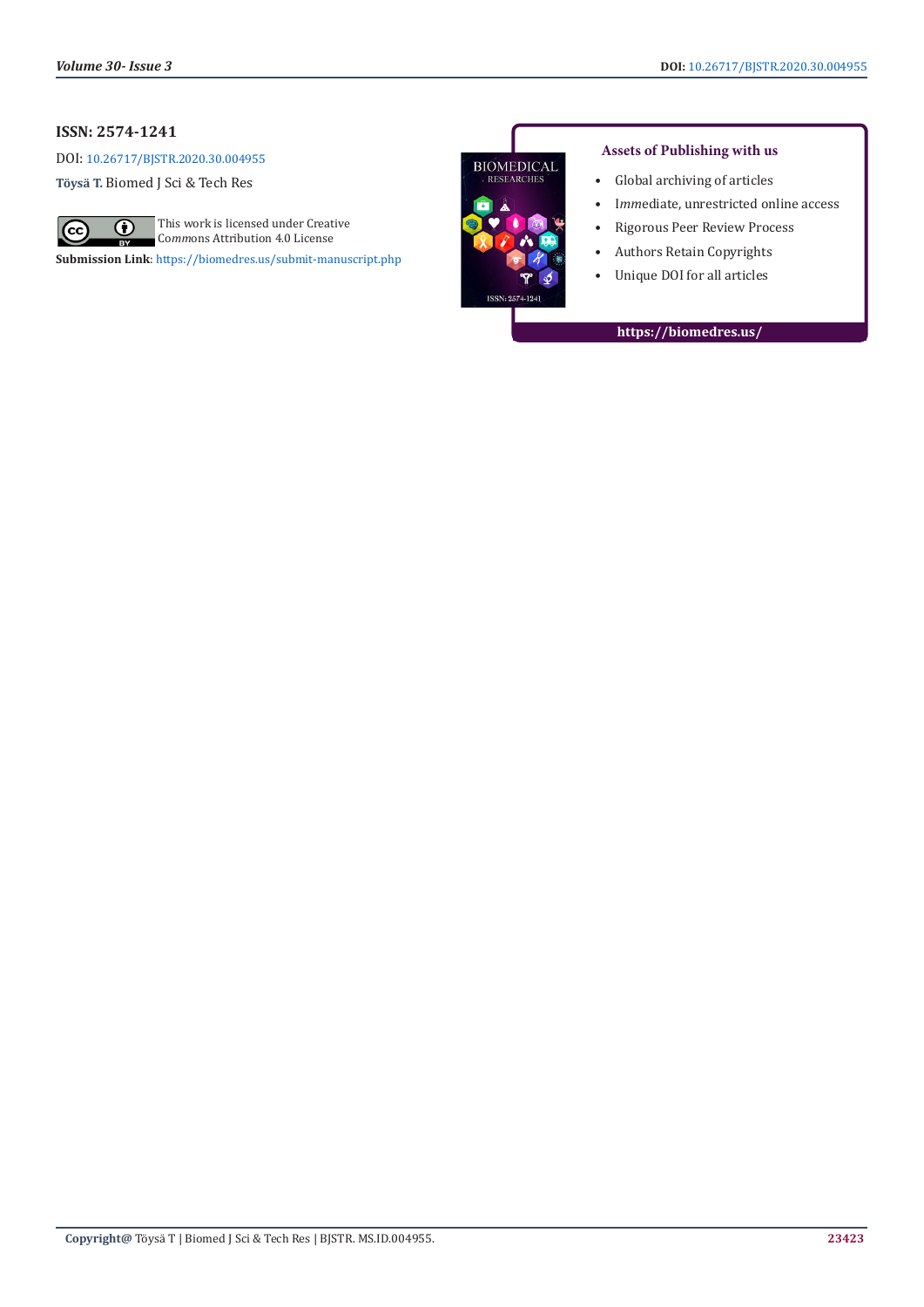**ISSN: 2574-1241**

DOI: 10.26717/BJSTR.2020.30.004955

**Töysä T.** Biomed J Sci & Tech Res

This work is licensed under Creative Commons Attribution 4.0 License

**Submission Link**: https://biomedres.us/submit-manuscript.php

### Assets of Publishing with us

- Global archiving of articles
- Immediate, unrestricted online access
- Rigorous Peer Review Process
- Authors Retain Copyrights
- Unique DOI for all articles

**https://biomedres.us/**